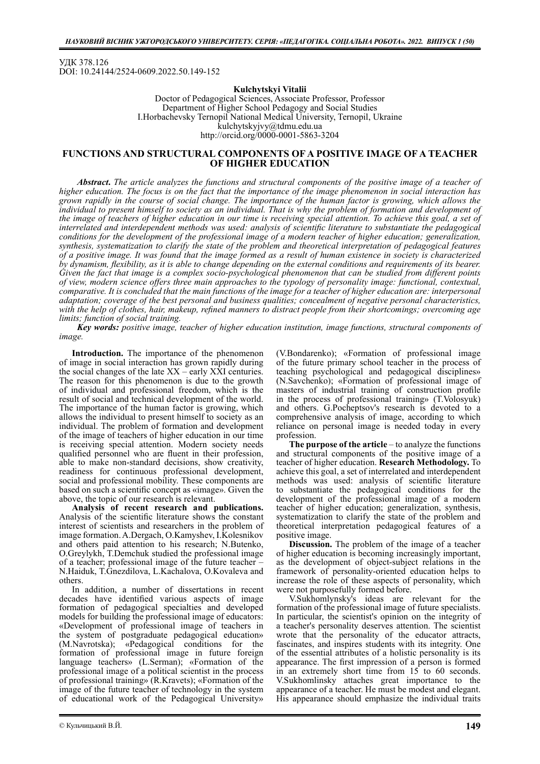УДК 378.126
DOI: 10.24144/2524-0609.2022.50.149-152

**Kulchytskyi Vitalii**
Doctor of Pedagogical Sciences, Associate Professor, Professor
Department of Higher School Pedagogy and Social Studies
I.Horbachevsky Ternopil National Medical University, Ternopil, Ukraine
kulchytskyjvy@tdmu.edu.ua
http://orcid.org/0000-0001-5863-3204

# FUNCTIONS AND STRUCTURAL COMPONENTS OF A POSITIVE IMAGE OF A TEACHER OF HIGHER EDUCATION

***Abstract.*** *The article analyzes the functions and structural components of the positive image of a teacher of higher education. The focus is on the fact that the importance of the image phenomenon in social interaction has grown rapidly in the course of social change. The importance of the human factor is growing, which allows the individual to present himself to society as an individual. That is why the problem of formation and development of the image of teachers of higher education in our time is receiving special attention. To achieve this goal, a set of interrelated and interdependent methods was used: analysis of scientific literature to substantiate the pedagogical conditions for the development of the professional image of a modern teacher of higher education; generalization, synthesis, systematization to clarify the state of the problem and theoretical interpretation of pedagogical features of a positive image. It was found that the image formed as a result of human existence in society is characterized by dynamism, flexibility, as it is able to change depending on the external conditions and requirements of its bearer. Given the fact that image is a complex socio-psychological phenomenon that can be studied from different points of view, modern science offers three main approaches to the typology of personality image: functional, contextual, comparative. It is concluded that the main functions of the image for a teacher of higher education are: interpersonal adaptation; coverage of the best personal and business qualities; concealment of negative personal characteristics, with the help of clothes, hair, makeup, refined manners to distract people from their shortcomings; overcoming age limits; function of social training.*

***Key words:*** *positive image, teacher of higher education institution, image functions, structural components of image.*

**Introduction.** The importance of the phenomenon of image in social interaction has grown rapidly during the social changes of the late XX – early XXI centuries. The reason for this phenomenon is due to the growth of individual and professional freedom, which is the result of social and technical development of the world. The importance of the human factor is growing, which allows the individual to present himself to society as an individual. The problem of formation and development of the image of teachers of higher education in our time is receiving special attention. Modern society needs qualified personnel who are fluent in their profession, able to make non-standard decisions, show creativity, readiness for continuous professional development, social and professional mobility. These components are based on such a scientific concept as «image». Given the above, the topic of our research is relevant.

**Analysis of recent research and publications.** Analysis of the scientific literature shows the constant interest of scientists and researchers in the problem of image formation. A.Dergach, O.Kamyshev, I.Kolesnikov and others paid attention to his research; N.Butenko, O.Greylykh, T.Demchuk studied the professional image of a teacher; professional image of the future teacher – N.Haiduk, T.Gnezdilova, L.Kachalova, O.Kovaleva and others.

In addition, a number of dissertations in recent decades have identified various aspects of image formation of pedagogical specialties and developed models for building the professional image of educators: «Development of professional image of teachers in the system of postgraduate pedagogical education» (M.Navrotska); «Pedagogical conditions for the formation of professional image in future foreign language teachers» (L.Serman); «Formation of the professional image of a political scientist in the process of professional training» (R.Kravets); «Formation of the image of the future teacher of technology in the system of educational work of the Pedagogical University» (V.Bondarenko); «Formation of professional image of the future primary school teacher in the process of teaching psychological and pedagogical disciplines» (N.Savchenko); «Formation of professional image of masters of industrial training of construction profile in the process of professional training» (T.Volosyuk) and others. G.Pocheptsov's research is devoted to a comprehensive analysis of image, according to which reliance on personal image is needed today in every profession.

**The purpose of the article** – to analyze the functions and structural components of the positive image of a teacher of higher education. **Research Methodology.** To achieve this goal, a set of interrelated and interdependent methods was used: analysis of scientific literature to substantiate the pedagogical conditions for the development of the professional image of a modern teacher of higher education; generalization, synthesis, systematization to clarify the state of the problem and theoretical interpretation pedagogical features of a positive image.

**Discussion.** The problem of the image of a teacher of higher education is becoming increasingly important, as the development of object-subject relations in the framework of personality-oriented education helps to increase the role of these aspects of personality, which were not purposefully formed before.

V.Sukhomlynsky's ideas are relevant for the formation of the professional image of future specialists. In particular, the scientist's opinion on the integrity of a teacher's personality deserves attention. The scientist wrote that the personality of the educator attracts, fascinates, and inspires students with its integrity. One of the essential attributes of a holistic personality is its appearance. The first impression of a person is formed in an extremely short time from 15 to 60 seconds. V.Sukhomlinsky attaches great importance to the appearance of a teacher. He must be modest and elegant. His appearance should emphasize the individual traits

© Кульчицький В.Й.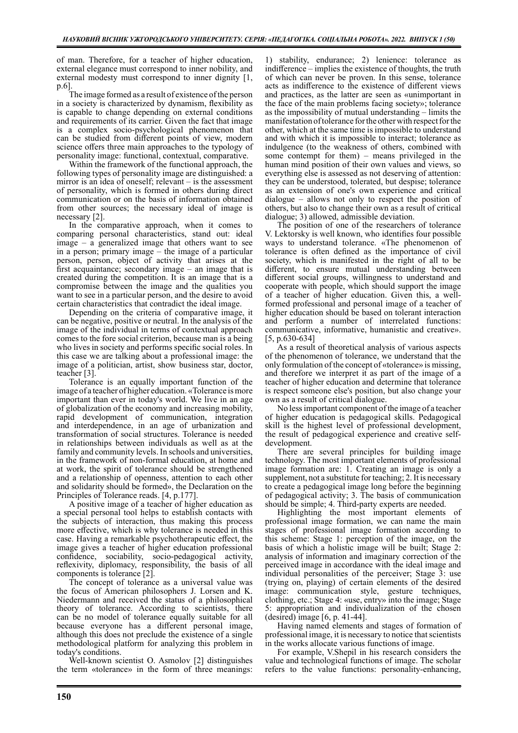of man. Therefore, for a teacher of higher education, external elegance must correspond to inner nobility, and external modesty must correspond to inner dignity [1, p.6].

The image formed as a result of existence of the person in a society is characterized by dynamism, flexibility as is capable to change depending on external conditions and requirements of its carrier. Given the fact that image is a complex socio-psychological phenomenon that can be studied from different points of view, modern science offers three main approaches to the typology of personality image: functional, contextual, comparative.

Within the framework of the functional approach, the following types of personality image are distinguished: a mirror is an idea of oneself; relevant – is the assessment of personality, which is formed in others during direct communication or on the basis of information obtained from other sources; the necessary ideal of image is necessary [2].

In the comparative approach, when it comes to comparing personal characteristics, stand out: ideal image – a generalized image that others want to see in a person; primary image – the image of a particular person, person, object of activity that arises at the first acquaintance; secondary image – an image that is created during the competition. It is an image that is a compromise between the image and the qualities you want to see in a particular person, and the desire to avoid certain characteristics that contradict the ideal image.

Depending on the criteria of comparative image, it can be negative, positive or neutral. In the analysis of the image of the individual in terms of contextual approach comes to the fore social criterion, because man is a being who lives in society and performs specific social roles. In this case we are talking about a professional image: the image of a politician, artist, show business star, doctor, teacher [3].

Tolerance is an equally important function of the image of a teacher of higher education. «Tolerance is more important than ever in today's world. We live in an age of globalization of the economy and increasing mobility, rapid development of communication, integration and interdependence, in an age of urbanization and transformation of social structures. Tolerance is needed in relationships between individuals as well as at the family and community levels. In schools and universities, in the framework of non-formal education, at home and at work, the spirit of tolerance should be strengthened and a relationship of openness, attention to each other and solidarity should be formed», the Declaration on the Principles of Tolerance reads. [4, p.177].

A positive image of a teacher of higher education as a special personal tool helps to establish contacts with the subjects of interaction, thus making this process more effective, which is why tolerance is needed in this case. Having a remarkable psychotherapeutic effect, the image gives a teacher of higher education professional confidence, sociability, socio-pedagogical activity, reflexivity, diplomacy, responsibility, the basis of all components is tolerance [2].

The concept of tolerance as a universal value was the focus of American philosophers J. Lorsen and K. Niedermann and received the status of a philosophical theory of tolerance. According to scientists, there can be no model of tolerance equally suitable for all because everyone has a different personal image, although this does not preclude the existence of a single methodological platform for analyzing this problem in today's conditions.

Well-known scientist O. Asmolov [2] distinguishes the term «tolerance» in the form of three meanings: 1) stability, endurance; 2) lenience: tolerance as indifference – implies the existence of thoughts, the truth of which can never be proven. In this sense, tolerance acts as indifference to the existence of different views and practices, as the latter are seen as «unimportant in the face of the main problems facing society»; tolerance as the impossibility of mutual understanding – limits the manifestation of tolerance for the other with respect for the other, which at the same time is impossible to understand and with which it is impossible to interact; tolerance as indulgence (to the weakness of others, combined with some contempt for them) – means privileged in the human mind position of their own values and views, so everything else is assessed as not deserving of attention: they can be understood, tolerated, but despise; tolerance as an extension of one's own experience and critical dialogue – allows not only to respect the position of others, but also to change their own as a result of critical dialogue; 3) allowed, admissible deviation.

The position of one of the researchers of tolerance V. Lektorsky is well known, who identifies four possible ways to understand tolerance. «The phenomenon of tolerance is often defined as the importance of civil society, which is manifested in the right of all to be different, to ensure mutual understanding between different social groups, willingness to understand and cooperate with people, which should support the image of a teacher of higher education. Given this, a well-formed professional and personal image of a teacher of higher education should be based on tolerant interaction and perform a number of interrelated functions: communicative, informative, humanistic and creative». [5, p.630-634]

As a result of theoretical analysis of various aspects of the phenomenon of tolerance, we understand that the only formulation of the concept of «tolerance» is missing, and therefore we interpret it as part of the image of a teacher of higher education and determine that tolerance is respect someone else's position, but also change your own as a result of critical dialogue.

No less important component of the image of a teacher of higher education is pedagogical skills. Pedagogical skill is the highest level of professional development, the result of pedagogical experience and creative self-development.

There are several principles for building image technology. The most important elements of professional image formation are: 1. Creating an image is only a supplement, not a substitute for teaching; 2. It is necessary to create a pedagogical image long before the beginning of pedagogical activity; 3. The basis of communication should be simple; 4. Third-party experts are needed.

Highlighting the most important elements of professional image formation, we can name the main stages of professional image formation according to this scheme: Stage 1: perception of the image, on the basis of which a holistic image will be built; Stage 2: analysis of information and imaginary correction of the perceived image in accordance with the ideal image and individual personalities of the perceiver; Stage 3: use (trying on, playing) of certain elements of the desired image: communication style, gesture techniques, clothing, etc.; Stage 4: «use, entry» into the image; Stage 5: appropriation and individualization of the chosen (desired) image [6, p. 41-44].

Having named elements and stages of formation of professional image, it is necessary to notice that scientists in the works allocate various functions of image.

For example, V.Shepil in his research considers the value and technological functions of image. The scholar refers to the value functions: personality-enhancing,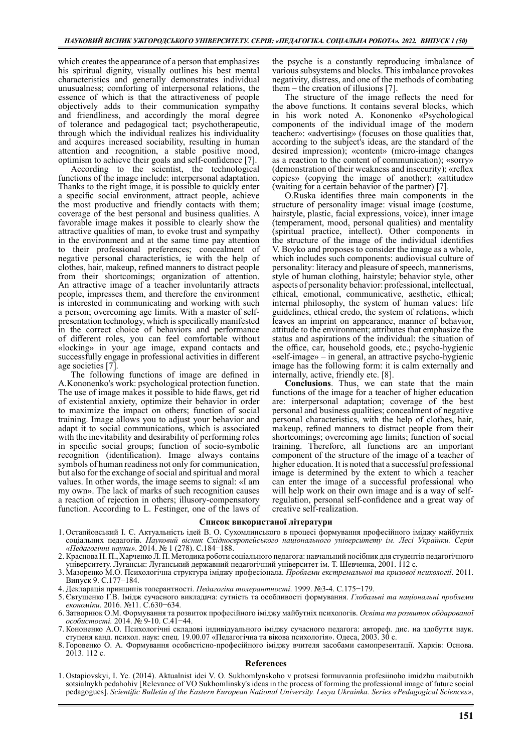which creates the appearance of a person that emphasizes his spiritual dignity, visually outlines his best mental characteristics and generally demonstrates individual unusualness; comforting of interpersonal relations, the essence of which is that the attractiveness of people objectively adds to their communication sympathy and friendliness, and accordingly the moral degree of tolerance and pedagogical tact; psychotherapeutic, through which the individual realizes his individuality and acquires increased sociability, resulting in human attention and recognition, a stable positive mood, optimism to achieve their goals and self-confidence [7].

According to the scientist, the technological functions of the image include: interpersonal adaptation. Thanks to the right image, it is possible to quickly enter a specific social environment, attract people, achieve the most productive and friendly contacts with them; coverage of the best personal and business qualities. A favorable image makes it possible to clearly show the attractive qualities of man, to evoke trust and sympathy in the environment and at the same time pay attention to their professional preferences; concealment of negative personal characteristics, ie with the help of clothes, hair, makeup, refined manners to distract people from their shortcomings; organization of attention. An attractive image of a teacher involuntarily attracts people, impresses them, and therefore the environment is interested in communicating and working with such a person; overcoming age limits. With a master of self-presentation technology, which is specifically manifested in the correct choice of behaviors and performance of different roles, you can feel comfortable without «locking» in your age image, expand contacts and successfully engage in professional activities in different age societies [7].

The following functions of image are defined in A.Kononenko's work: psychological protection function. The use of image makes it possible to hide flaws, get rid of existential anxiety, optimize their behavior in order to maximize the impact on others; function of social training. Image allows you to adjust your behavior and adapt it to social communications, which is associated with the inevitability and desirability of performing roles in specific social groups; function of socio-symbolic recognition (identification). Image always contains symbols of human readiness not only for communication, but also for the exchange of social and spiritual and moral values. In other words, the image seems to signal: «I am my own». The lack of marks of such recognition causes a reaction of rejection in others; illusory-compensatory function. According to L. Festinger, one of the laws of the psyche is a constantly reproducing imbalance of various subsystems and blocks. This imbalance provokes negativity, distress, and one of the methods of combating them – the creation of illusions [7].

The structure of the image reflects the need for the above functions. It contains several blocks, which in his work noted A. Kononenko «Psychological components of the individual image of the modern teacher»: «advertising» (focuses on those qualities that, according to the subject's ideas, are the standard of the desired impression); «content» (micro-image changes as a reaction to the content of communication); «sorry» (demonstration of their weakness and insecurity); «reflex copies» (copying the image of another); «attitude» (waiting for a certain behavior of the partner) [7].

O.Ruska identifies three main components in the structure of personality image: visual image (costume, hairstyle, plastic, facial expressions, voice), inner image (temperament, mood, personal qualities) and mentality (spiritual practice, intellect). Other components in the structure of the image of the individual identifies V. Boyko and proposes to consider the image as a whole, which includes such components: audiovisual culture of personality: literacy and pleasure of speech, mannerisms, style of human clothing, hairstyle; behavior style, other aspects of personality behavior: professional, intellectual, ethical, emotional, communicative, aesthetic, ethical; internal philosophy, the system of human values: life guidelines, ethical credo, the system of relations, which leaves an imprint on appearance, manner of behavior, attitude to the environment; attributes that emphasize the status and aspirations of the individual: the situation of the office, car, household goods, etc.; psycho-hygienic «self-image» – in general, an attractive psycho-hygienic image has the following form: it is calm externally and internally, active, friendly etc. [8].

**Conclusions**. Thus, we can state that the main functions of the image for a teacher of higher education are: interpersonal adaptation; coverage of the best personal and business qualities; concealment of negative personal characteristics, with the help of clothes, hair, makeup, refined manners to distract people from their shortcomings; overcoming age limits; function of social training. Therefore, all functions are an important component of the structure of the image of a teacher of higher education. It is noted that a successful professional image is determined by the extent to which a teacher can enter the image of a successful professional who will help work on their own image and is a way of self-regulation, personal self-confidence and a great way of creative self-realization.

## Список використаної літератури

1. Остапйовський І. Є. Актуальність ідей В. О. Сухомлинського в процесі формування професійного іміджу майбутніх соціальних педагогів. *Науковий вісник Східноєвропейського національного університету ім. Лесі Українки. Серія «Педагогічні науки»*. 2014. № 1 (278). С.184−188.
2. Краснова Н. П., Харченко Л. П. Методика роботи соціального педагога: навчальний посібник для студентів педагогічного університету. Луганськ: Луганський державний педагогічний університет ім. Т. Шевченка, 2001. 112 с.
3. Мазоренко М.О. Психологічна структура іміджу професіонала. *Проблеми екстремальної та кризової психології*. 2011. Випуск 9. С.177−184.
4. Декларація принципів толерантності. *Педагогіка толерантності*. 1999. №3-4. С.175−179.
5. Євтушенко Г.В. Імідж сучасного викладача: сутність та особливості формування. *Глобальні та національні проблеми економіки*. 2016. №11. С.630−634.
6. Затворнюк О.М. Формування та розвиток професійного іміджу майбутніх психологів. *Освіта та розвиток обдарованої особистості*. 2014. № 9-10. С.41−44.
7. Кононенко А.О. Психологічні складові індивідуального іміджу сучасного педагога: автореф. дис. на здобуття наук. ступеня канд. психол. наук: спец. 19.00.07 «Педагогічна та вікова психологія». Одеса, 2003. 30 с.
8. Горовенко О. А. Формування особистісно-професійного іміджу вчителя засобами самопрезентації. Харків: Основа. 2013. 112 с.

## References

1. Ostapiovskyi, I. Ye. (2014). Aktualnist idei V. O. Sukhomlynskoho v protsesi formuvannia profesiinoho imidzhu maibutnikh sotsialnykh pedahohiv [Relevance of VO Sukhomlinsky's ideas in the process of forming the professional image of future social pedagogues]. *Scientific Bulletin of the Eastern European National University. Lesya Ukrainka. Series «Pedagogical Sciences»*,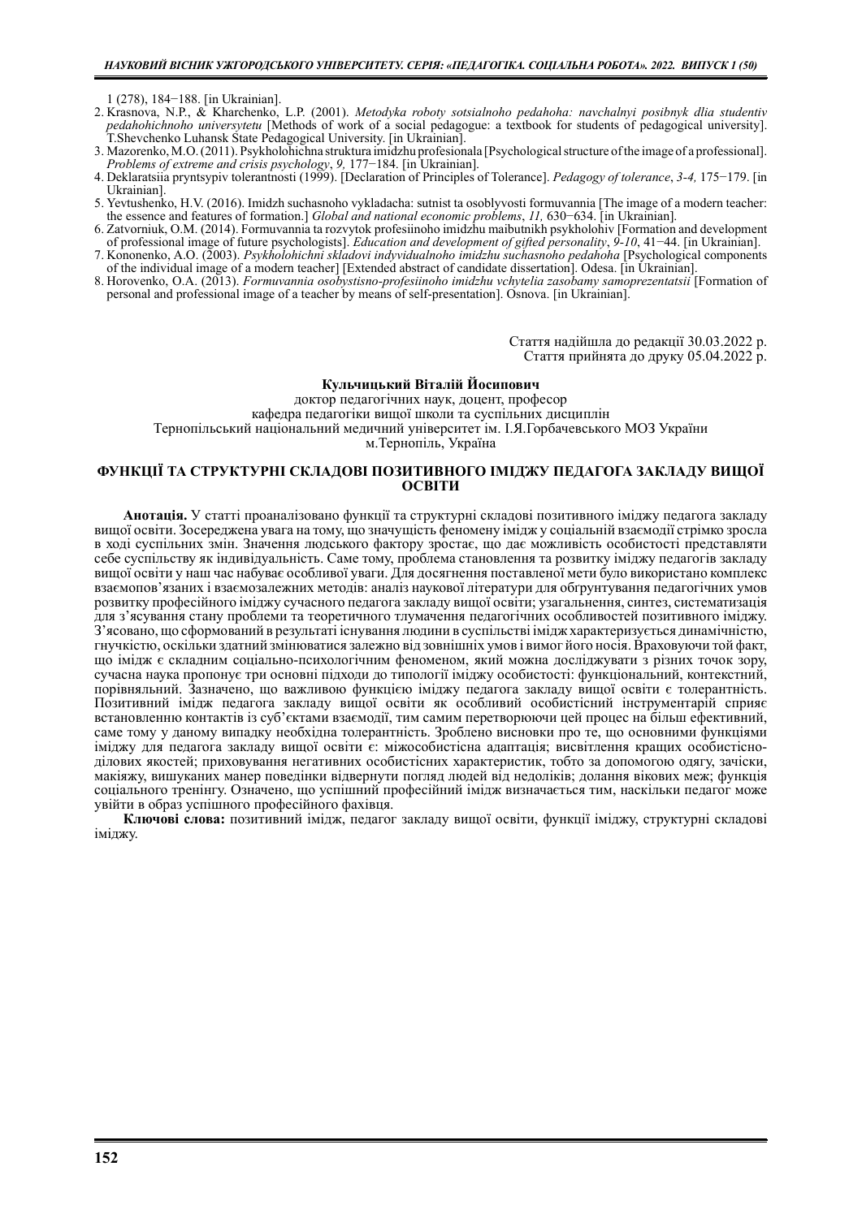1 (278), 184−188. [in Ukrainian].

2. Krasnova, N.P., & Kharchenko, L.P. (2001). *Metodyka roboty sotsialnoho pedahoha: navchalnyi posibnyk dlia studentiv pedahohichnoho universytetu* [Methods of work of a social pedagogue: a textbook for students of pedagogical university]. T.Shevchenko Luhansk State Pedagogical University. [in Ukrainian].
3. Mazorenko, M.O. (2011). Psykholohichna struktura imidzhu profesionala [Psychological structure of the image of a professional]. *Problems of extreme and crisis psychology*, *9,* 177−184. [in Ukrainian].
4. Deklaratsiia pryntsypiv tolerantnosti (1999). [Declaration of Principles of Tolerance]. *Pedagogy of tolerance*, *3-4,* 175−179. [in Ukrainian].
5. Yevtushenko, H.V. (2016). Imidzh suchasnoho vykladacha: sutnist ta osoblyvosti formuvannia [The image of a modern teacher: the essence and features of formation.] *Global and national economic problems*, *11,* 630−634. [in Ukrainian].
6. Zatvorniuk, O.M. (2014). Formuvannia ta rozvytok profesiinoho imidzhu maibutnikh psykholohiv [Formation and development of professional image of future psychologists]. *Education and development of gifted personality*, *9-10*, 41−44. [in Ukrainian].
7. Kononenko, A.O. (2003). *Psykholohichni skladovi indyvidualnoho imidzhu suchasnoho pedahoha* [Psychological components of the individual image of a modern teacher] [Extended abstract of candidate dissertation]. Odesa. [in Ukrainian].
8. Horovenko, O.A. (2013). *Formuvannia osobystisno-profesiinoho imidzhu vchytelia zasobamy samoprezentatsii* [Formation of personal and professional image of a teacher by means of self-presentation]. Osnova. [in Ukrainian].

Стаття надійшла до редакції 30.03.2022 р.
Стаття прийнята до друку 05.04.2022 р.

**Кульчицький Віталій Йосипович**
доктор педагогічних наук, доцент, професор
кафедра педагогіки вищої школи та суспільних дисциплін
Тернопільський національний медичний університет ім. І.Я.Горбачевського МОЗ України
м.Тернопіль, Україна

## ФУНКЦІЇ ТА СТРУКТУРНІ СКЛАДОВІ ПОЗИТИВНОГО ІМІДЖУ ПЕДАГОГА ЗАКЛАДУ ВИЩОЇ ОСВІТИ

**Анотація.** У статті проаналізовано функції та структурні складові позитивного іміджу педагога закладу вищої освіти. Зосереджена увага на тому, що значущість феномену імідж у соціальній взаємодії стрімко зросла в ході суспільних змін. Значення людського фактору зростає, що дає можливість особистості представляти себе суспільству як індивідуальність. Саме тому, проблема становлення та розвитку іміджу педагогів закладу вищої освіти у наш час набуває особливої уваги. Для досягнення поставленої мети було використано комплекс взаємопов'язаних і взаємозалежних методів: аналіз наукової літератури для обґрунтування педагогічних умов розвитку професійного іміджу сучасного педагога закладу вищої освіти; узагальнення, синтез, систематизація для з'ясування стану проблеми та теоретичного тлумачення педагогічних особливостей позитивного іміджу. З'ясовано, що сформований в результаті існування людини в суспільстві імідж характеризується динамічністю, гнучкістю, оскільки здатний змінюватися залежно від зовнішніх умов і вимог його носія. Враховуючи той факт, що імідж є складним соціально-психологічним феноменом, який можна досліджувати з різних точок зору, сучасна наука пропонує три основні підходи до типології іміджу особистості: функціональний, контекстний, порівняльний. Зазначено, що важливою функцією іміджу педагога закладу вищої освіти є толерантність. Позитивний імідж педагога закладу вищої освіти як особливий особистісний інструментарій сприяє встановленню контактів із суб'єктами взаємодії, тим самим перетворюючи цей процес на більш ефективний, саме тому у даному випадку необхідна толерантність. Зроблено висновки про те, що основними функціями іміджу для педагога закладу вищої освіти є: міжособистісна адаптація; висвітлення кращих особистісно-ділових якостей; приховування негативних особистісних характеристик, тобто за допомогою одягу, зачіски, макіяжу, вишуканих манер поведінки відвернути погляд людей від недоліків; долання вікових меж; функція соціального тренінгу. Означено, що успішний професійний імідж визначається тим, наскільки педагог може увійти в образ успішного професійного фахівця.

**Ключові слова:** позитивний імідж, педагог закладу вищої освіти, функції іміджу, структурні складові іміджу.